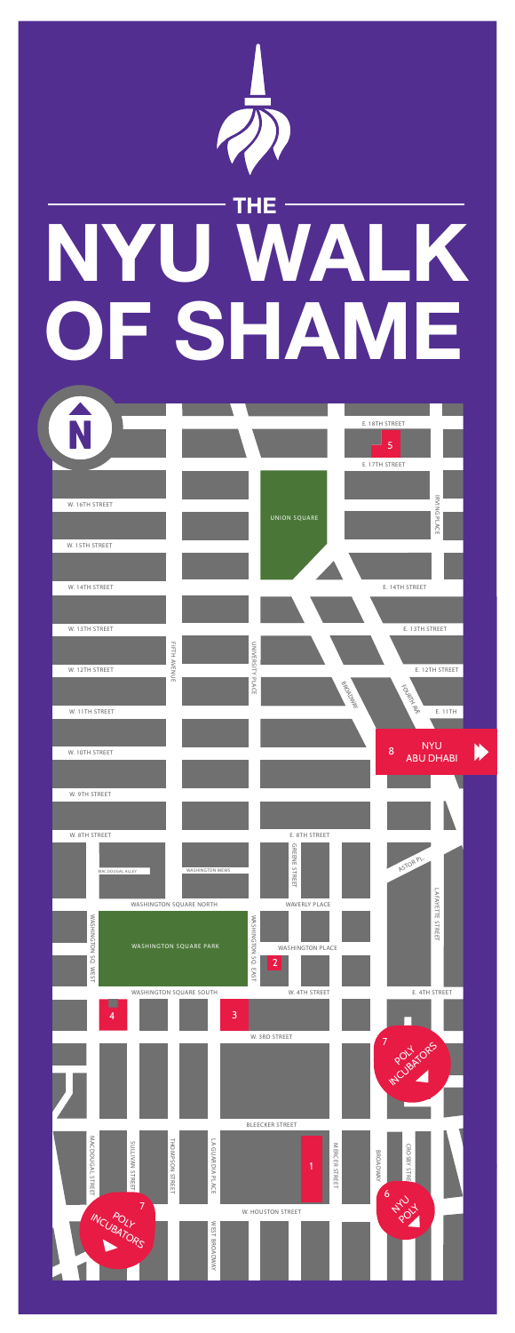# THE NYU WALK OF SHAME

N

E. 18TH STREET

5

E. 17TH STREET

W. 16TH STREET

UNION SQUARE

IRVING PLACE

W. 15TH STREET

W. 14TH STREET

E. 14TH STREET

W. 13TH STREET

E. 13TH STREET

FIFTH AVENUE

UNIVERSITY PLACE

W. 12TH STREET

E. 12TH STREET

BROADWAY

FOURTH AVE

W. 11TH STREET

E. 11TH

W. 10TH STREET

8 NYU ABU DHABI

W. 9TH STREET

W. 8TH STREET

E. 8TH STREET

GREENE STREET

MACDOUGAL ALLEY

WASHINGTON MEWS

ASTOR PL

LAFAYETTE STREET

WASHINGTON SQUARE NORTH

WAVERLY PLACE

WASHINGTON SQ. WEST

WASHINGTON SQUARE PARK

WASHINGTON SQ. EAST

WASHINGTON PLACE

2

WASHINGTON SQUARE SOUTH

W. 4TH STREET

E. 4TH STREET

4

3

W. 3RD STREET

7 POLY INCUBATORS

BLEECKER STREET

MACDOUGAL STREET

SULLIVAN STREET

THOMPSON STREET

LA GUARDIA PLACE

1

MERCER STREET

BROADWAY

CROSBY STREET

6 NYU POLY

7 POLY INCUBATORS

W. HOUSTON STREET

WEST BROADWAY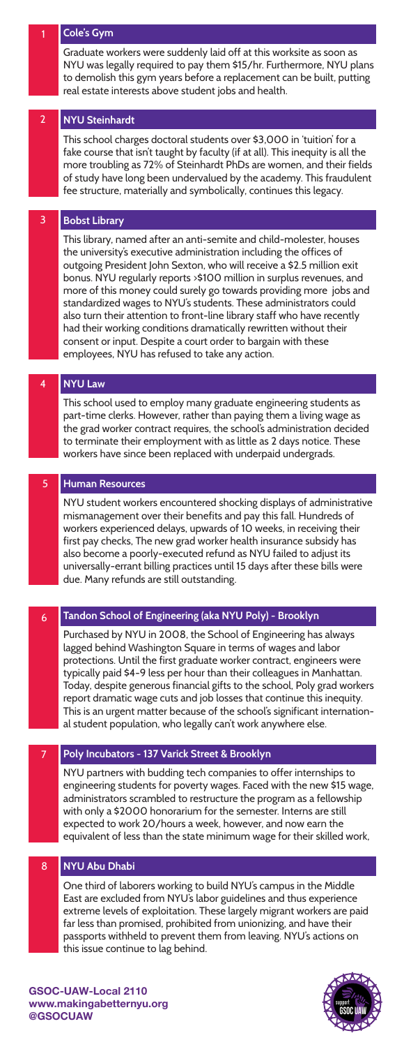## 1 Cole's Gym

Graduate workers were suddenly laid off at this worksite as soon as NYU was legally required to pay them $15/hr. Furthermore, NYU plans to demolish this gym years before a replacement can be built, putting real estate interests above student jobs and health.

## 2 NYU Steinhardt

This school charges doctoral students over $3,000 in 'tuition' for a fake course that isn't taught by faculty (if at all). This inequity is all the more troubling as 72% of Steinhardt PhDs are women, and their fields of study have long been undervalued by the academy. This fraudulent fee structure, materially and symbolically, continues this legacy.

## 3 Bobst Library

This library, named after an anti-semite and child-molester, houses the university's executive administration including the offices of outgoing President John Sexton, who will receive a $2.5 million exit bonus. NYU regularly reports >$100 million in surplus revenues, and more of this money could surely go towards providing more jobs and standardized wages to NYU's students. These administrators could also turn their attention to front-line library staff who have recently had their working conditions dramatically rewritten without their consent or input. Despite a court order to bargain with these employees, NYU has refused to take any action.

## 4 NYU Law

This school used to employ many graduate engineering students as part-time clerks. However, rather than paying them a living wage as the grad worker contract requires, the school's administration decided to terminate their employment with as little as 2 days notice. These workers have since been replaced with underpaid undergrads.

## 5 Human Resources

NYU student workers encountered shocking displays of administrative mismanagement over their benefits and pay this fall. Hundreds of workers experienced delays, upwards of 10 weeks, in receiving their first pay checks, The new grad worker health insurance subsidy has also become a poorly-executed refund as NYU failed to adjust its universally-errant billing practices until 15 days after these bills were due. Many refunds are still outstanding.

## 6 Tandon School of Engineering (aka NYU Poly) - Brooklyn

Purchased by NYU in 2008, the School of Engineering has always lagged behind Washington Square in terms of wages and labor protections. Until the first graduate worker contract, engineers were typically paid $4-9 less per hour than their colleagues in Manhattan. Today, despite generous financial gifts to the school, Poly grad workers report dramatic wage cuts and job losses that continue this inequity. This is an urgent matter because of the school's significant international student population, who legally can't work anywhere else.

## 7 Poly Incubators - 137 Varick Street & Brooklyn

NYU partners with budding tech companies to offer internships to engineering students for poverty wages. Faced with the new $15 wage, administrators scrambled to restructure the program as a fellowship with only a $2000 honorarium for the semester. Interns are still expected to work 20/hours a week, however, and now earn the equivalent of less than the state minimum wage for their skilled work,

## 8 NYU Abu Dhabi

One third of laborers working to build NYU's campus in the Middle East are excluded from NYU's labor guidelines and thus experience extreme levels of exploitation. These largely migrant workers are paid far less than promised, prohibited from unionizing, and have their passports withheld to prevent them from leaving. NYU's actions on this issue continue to lag behind.

**GSOC-UAW-Local 2110**
**www.makingabetternyu.org**
**@GSOCUAW**

support GSOC UAW